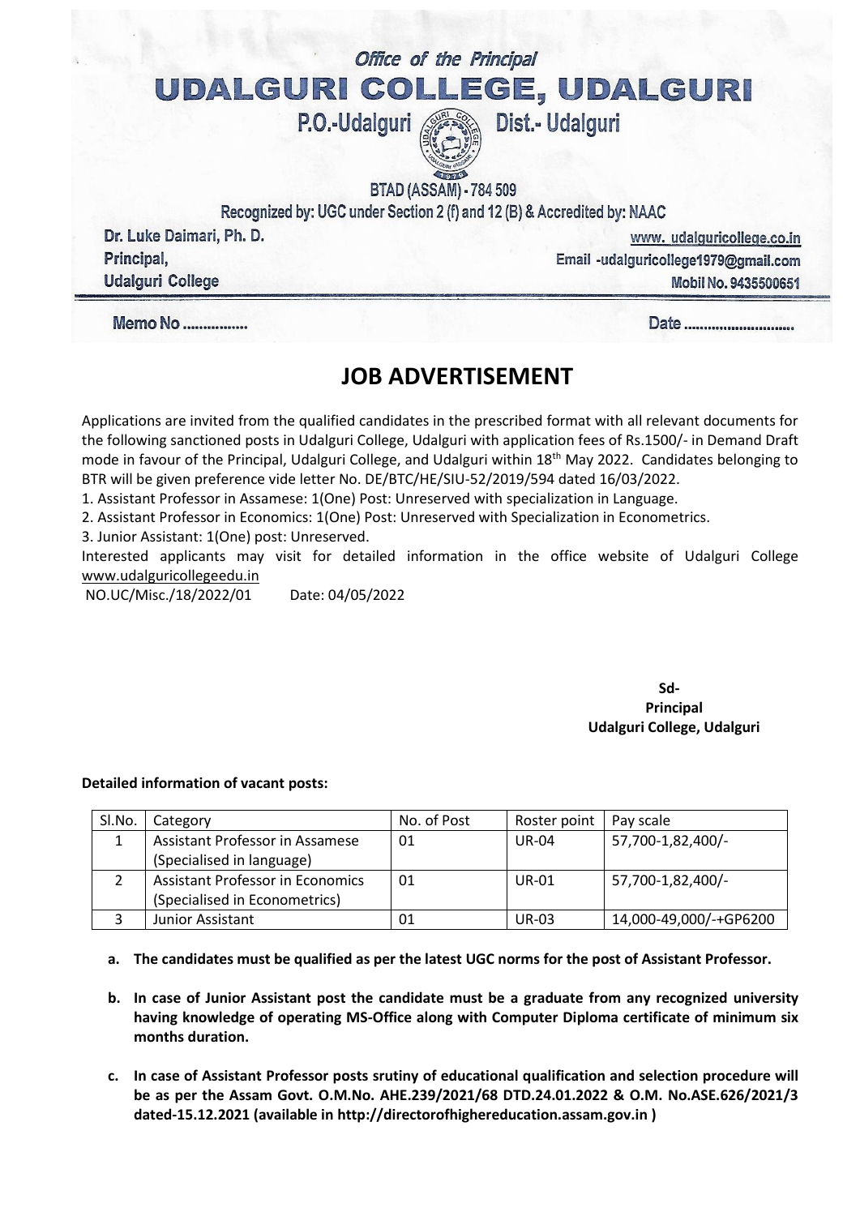*Office of the Principal*

# UDALGURI COLLEGE, UDALGURI

P.O.-Udalguri Dist.- Udalguri

BTAD (ASSAM) - 784 509

Recognized by: UGC under Section 2 (f) and 12 (B) & Accredited by: NAAC

Dr. Luke Daimari, Ph. D.
Principal,
Udalguri College

www. udalguricollege.co.in
Email -udalguricollege1979@gmail.com
Mobil No. 9435500651

Memo No ................ Date ............................

## JOB ADVERTISEMENT

Applications are invited from the qualified candidates in the prescribed format with all relevant documents for the following sanctioned posts in Udalguri College, Udalguri with application fees of Rs.1500/- in Demand Draft mode in favour of the Principal, Udalguri College, and Udalguri within 18th May 2022. Candidates belonging to BTR will be given preference vide letter No. DE/BTC/HE/SIU-52/2019/594 dated 16/03/2022.

1. Assistant Professor in Assamese: 1(One) Post: Unreserved with specialization in Language.
2. Assistant Professor in Economics: 1(One) Post: Unreserved with Specialization in Econometrics.
3. Junior Assistant: 1(One) post: Unreserved.

Interested applicants may visit for detailed information in the office website of Udalguri College www.udalguricollegeedu.in

NO.UC/Misc./18/2022/01 Date: 04/05/2022

**Sd-**
**Principal**
**Udalguri College, Udalguri**

**Detailed information of vacant posts:**

| Sl.No. | Category | No. of Post | Roster point | Pay scale |
|---|---|---|---|---|
| 1 | Assistant Professor in Assamese (Specialised in language) | 01 | UR-04 | 57,700-1,82,400/- |
| 2 | Assistant Professor in Economics (Specialised in Econometrics) | 01 | UR-01 | 57,700-1,82,400/- |
| 3 | Junior Assistant | 01 | UR-03 | 14,000-49,000/-+GP6200 |

a. **The candidates must be qualified as per the latest UGC norms for the post of Assistant Professor.**

b. **In case of Junior Assistant post the candidate must be a graduate from any recognized university having knowledge of operating MS-Office along with Computer Diploma certificate of minimum six months duration.**

c. **In case of Assistant Professor posts srutiny of educational qualification and selection procedure will be as per the Assam Govt. O.M.No. AHE.239/2021/68 DTD.24.01.2022 & O.M. No.ASE.626/2021/3 dated-15.12.2021 (available in http://directorofhighereducation.assam.gov.in )**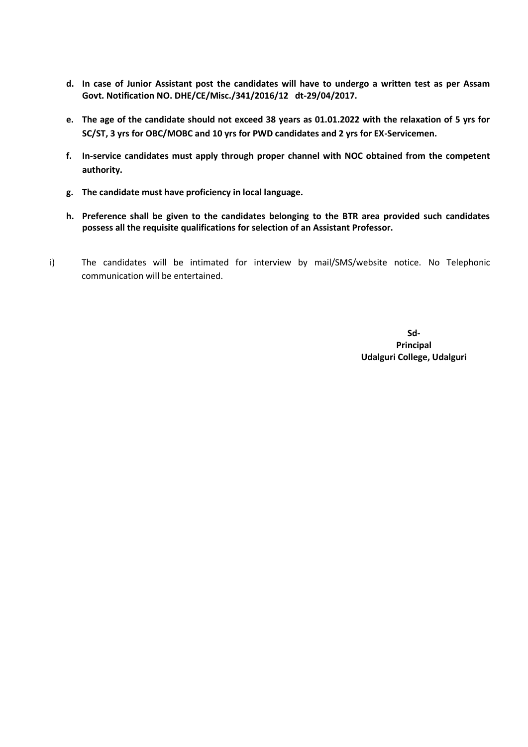d. **In case of Junior Assistant post the candidates will have to undergo a written test as per Assam Govt. Notification NO. DHE/CE/Misc./341/2016/12 dt-29/04/2017.**

e. **The age of the candidate should not exceed 38 years as 01.01.2022 with the relaxation of 5 yrs for SC/ST, 3 yrs for OBC/MOBC and 10 yrs for PWD candidates and 2 yrs for EX-Servicemen.**

f. **In-service candidates must apply through proper channel with NOC obtained from the competent authority.**

g. **The candidate must have proficiency in local language.**

h. **Preference shall be given to the candidates belonging to the BTR area provided such candidates possess all the requisite qualifications for selection of an Assistant Professor.**

i) The candidates will be intimated for interview by mail/SMS/website notice. No Telephonic communication will be entertained.

**Sd-**
**Principal**
**Udalguri College, Udalguri**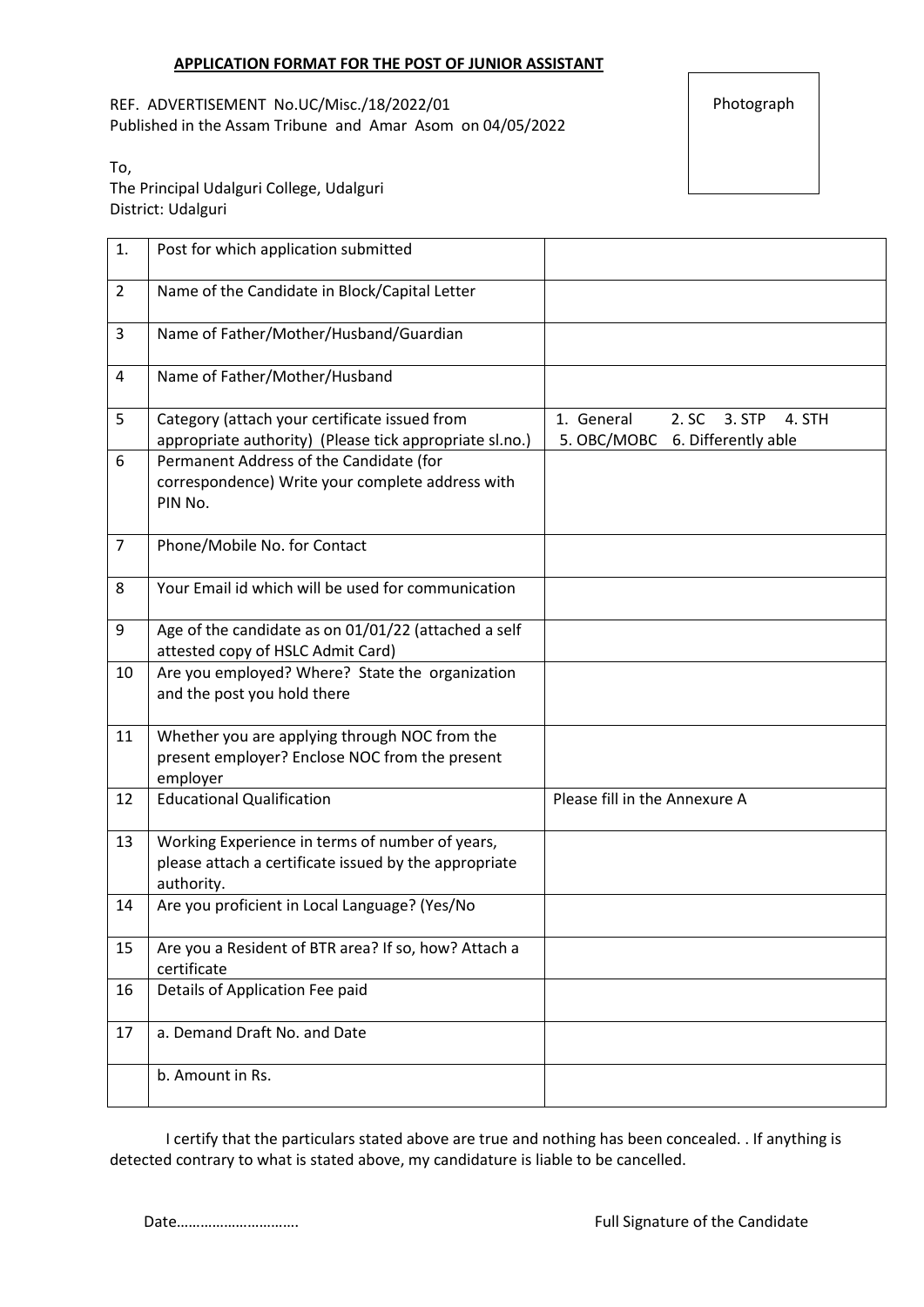**APPLICATION FORMAT FOR THE POST OF JUNIOR ASSISTANT**

REF. ADVERTISEMENT No.UC/Misc./18/2022/01
Published in the Assam Tribune and Amar Asom on 04/05/2022

Photograph

To,
The Principal Udalguri College, Udalguri
District: Udalguri

| 1. | Post for which application submitted | |
|---|---|---|
| 2 | Name of the Candidate in Block/Capital Letter | |
| 3 | Name of Father/Mother/Husband/Guardian | |
| 4 | Name of Father/Mother/Husband | |
| 5 | Category (attach your certificate issued from appropriate authority) (Please tick appropriate sl.no.) | 1. General 2. SC 3. STP 4. STH 5. OBC/MOBC 6. Differently able |
| 6 | Permanent Address of the Candidate (for correspondence) Write your complete address with PIN No. | |
| 7 | Phone/Mobile No. for Contact | |
| 8 | Your Email id which will be used for communication | |
| 9 | Age of the candidate as on 01/01/22 (attached a self attested copy of HSLC Admit Card) | |
| 10 | Are you employed? Where? State the organization and the post you hold there | |
| 11 | Whether you are applying through NOC from the present employer? Enclose NOC from the present employer | |
| 12 | Educational Qualification | Please fill in the Annexure A |
| 13 | Working Experience in terms of number of years, please attach a certificate issued by the appropriate authority. | |
| 14 | Are you proficient in Local Language? (Yes/No | |
| 15 | Are you a Resident of BTR area? If so, how? Attach a certificate | |
| 16 | Details of Application Fee paid | |
| 17 | a. Demand Draft No. and Date | |
| | b. Amount in Rs. | |

I certify that the particulars stated above are true and nothing has been concealed. . If anything is detected contrary to what is stated above, my candidature is liable to be cancelled.

Date…………………………

Full Signature of the Candidate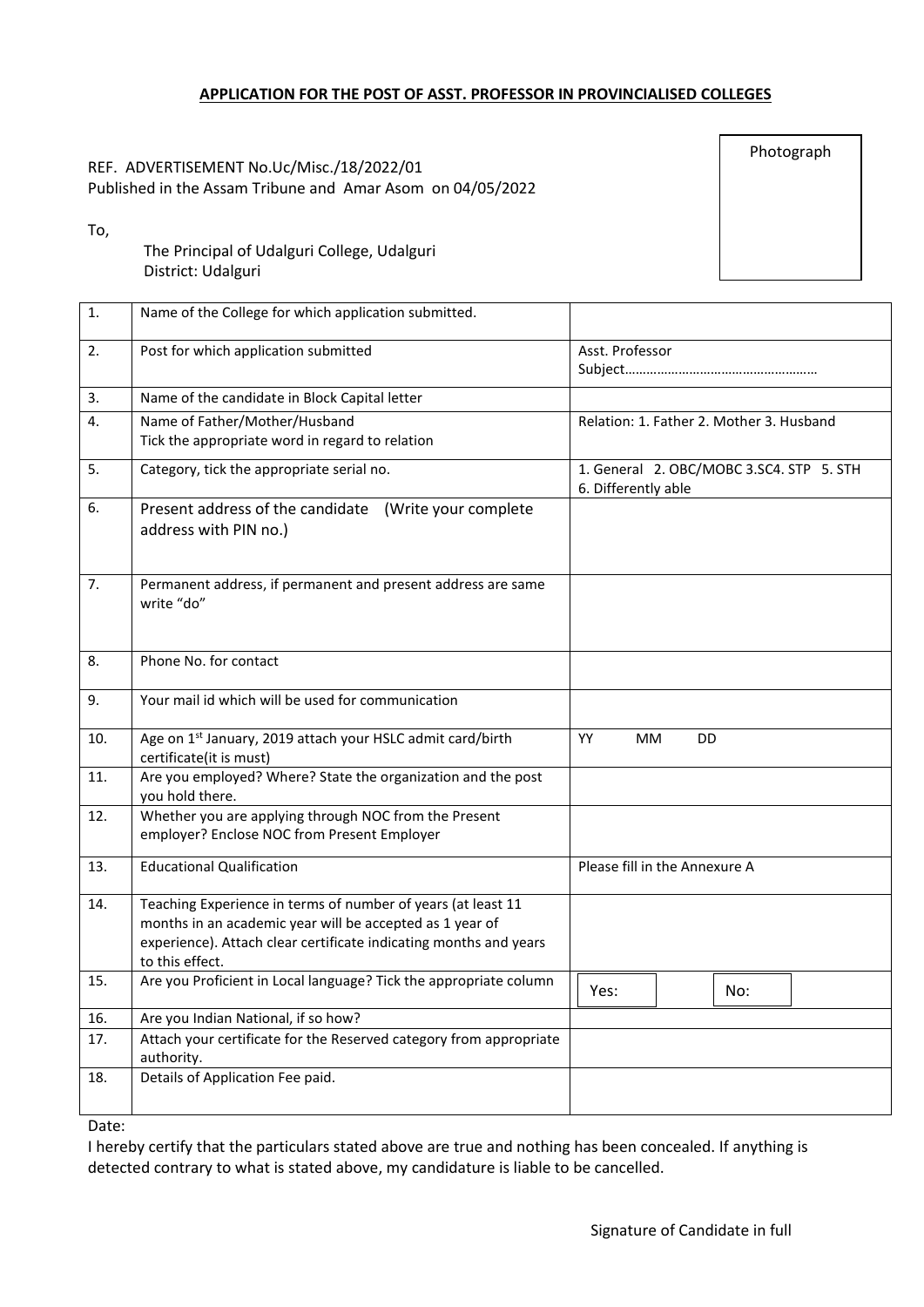**APPLICATION FOR THE POST OF ASST. PROFESSOR IN PROVINCIALISED COLLEGES**

Photograph

REF. ADVERTISEMENT No.Uc/Misc./18/2022/01
Published in the Assam Tribune and Amar Asom on 04/05/2022

To,

The Principal of Udalguri College, Udalguri
District: Udalguri

| | | |
|---|---|---|
| 1. | Name of the College for which application submitted. | |
| 2. | Post for which application submitted | Asst. Professor<br>Subject……………………………………………… |
| 3. | Name of the candidate in Block Capital letter | |
| 4. | Name of Father/Mother/Husband<br>Tick the appropriate word in regard to relation | Relation: 1. Father 2. Mother 3. Husband |
| 5. | Category, tick the appropriate serial no. | 1. General 2. OBC/MOBC 3.SC4. STP 5. STH 6. Differently able |
| 6. | Present address of the candidate (Write your complete address with PIN no.) | |
| 7. | Permanent address, if permanent and present address are same write "do" | |
| 8. | Phone No. for contact | |
| 9. | Your mail id which will be used for communication | |
| 10. | Age on 1st January, 2019 attach your HSLC admit card/birth certificate(it is must) | YY MM DD |
| 11. | Are you employed? Where? State the organization and the post you hold there. | |
| 12. | Whether you are applying through NOC from the Present employer? Enclose NOC from Present Employer | |
| 13. | Educational Qualification | Please fill in the Annexure A |
| 14. | Teaching Experience in terms of number of years (at least 11 months in an academic year will be accepted as 1 year of experience). Attach clear certificate indicating months and years to this effect. | |
| 15. | Are you Proficient in Local language? Tick the appropriate column | Yes: No: |
| 16. | Are you Indian National, if so how? | |
| 17. | Attach your certificate for the Reserved category from appropriate authority. | |
| 18. | Details of Application Fee paid. | |

Date:

I hereby certify that the particulars stated above are true and nothing has been concealed. If anything is detected contrary to what is stated above, my candidature is liable to be cancelled.

Signature of Candidate in full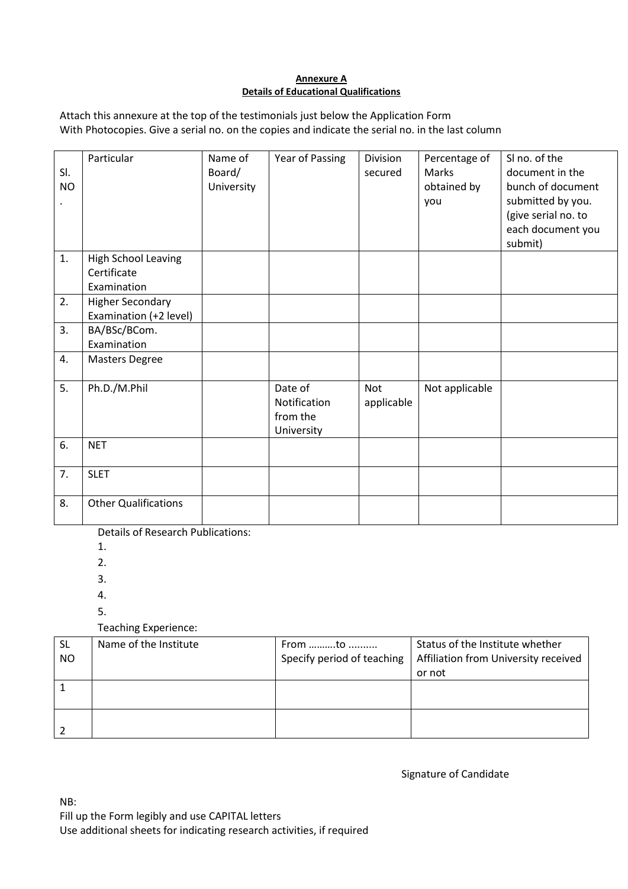**Annexure A**

**Details of Educational Qualifications**

Attach this annexure at the top of the testimonials just below the Application Form
With Photocopies. Give a serial no. on the copies and indicate the serial no. in the last column

| Sl. NO. | Particular | Name of Board/ University | Year of Passing | Division secured | Percentage of Marks obtained by you | Sl no. of the document in the bunch of document submitted by you. (give serial no. to each document you submit) |
|---|---|---|---|---|---|---|
| 1. | High School Leaving Certificate Examination | | | | | |
| 2. | Higher Secondary Examination (+2 level) | | | | | |
| 3. | BA/BSc/BCom. Examination | | | | | |
| 4. | Masters Degree | | | | | |
| 5. | Ph.D./M.Phil | | Date of Notification from the University | Not applicable | Not applicable | |
| 6. | NET | | | | | |
| 7. | SLET | | | | | |
| 8. | Other Qualifications | | | | | |

Details of Research Publications:

1.
2.
3.
4.
5.

Teaching Experience:

| SL NO | Name of the Institute | From ……….to ………. Specify period of teaching | Status of the Institute whether Affiliation from University received or not |
|---|---|---|---|
| 1 | | | |
| 2 | | | |

Signature of Candidate

NB:
Fill up the Form legibly and use CAPITAL letters
Use additional sheets for indicating research activities, if required